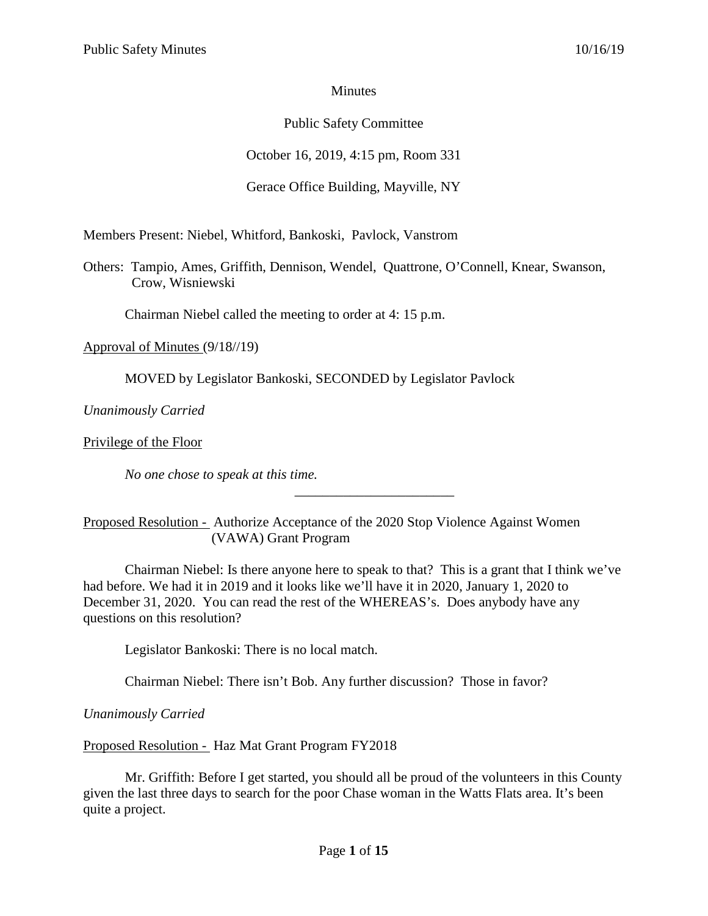Minutes

Public Safety Committee

October 16, 2019, 4:15 pm, Room 331

Gerace Office Building, Mayville, NY

Members Present: Niebel, Whitford, Bankoski, Pavlock, Vanstrom

Others: Tampio, Ames, Griffith, Dennison, Wendel, Quattrone, O'Connell, Knear, Swanson, Crow, Wisniewski

Chairman Niebel called the meeting to order at 4: 15 p.m.

Approval of Minutes (9/18//19)

MOVED by Legislator Bankoski, SECONDED by Legislator Pavlock

*Unanimously Carried*

Privilege of the Floor

*No one chose to speak at this time.*

---

Proposed Resolution - Authorize Acceptance of the 2020 Stop Violence Against Women (VAWA) Grant Program

Chairman Niebel: Is there anyone here to speak to that? This is a grant that I think we've had before. We had it in 2019 and it looks like we'll have it in 2020, January 1, 2020 to December 31, 2020. You can read the rest of the WHEREAS's. Does anybody have any questions on this resolution?

Legislator Bankoski: There is no local match.

Chairman Niebel: There isn't Bob. Any further discussion? Those in favor?

*Unanimously Carried*

Proposed Resolution - Haz Mat Grant Program FY2018

Mr. Griffith: Before I get started, you should all be proud of the volunteers in this County given the last three days to search for the poor Chase woman in the Watts Flats area. It's been quite a project.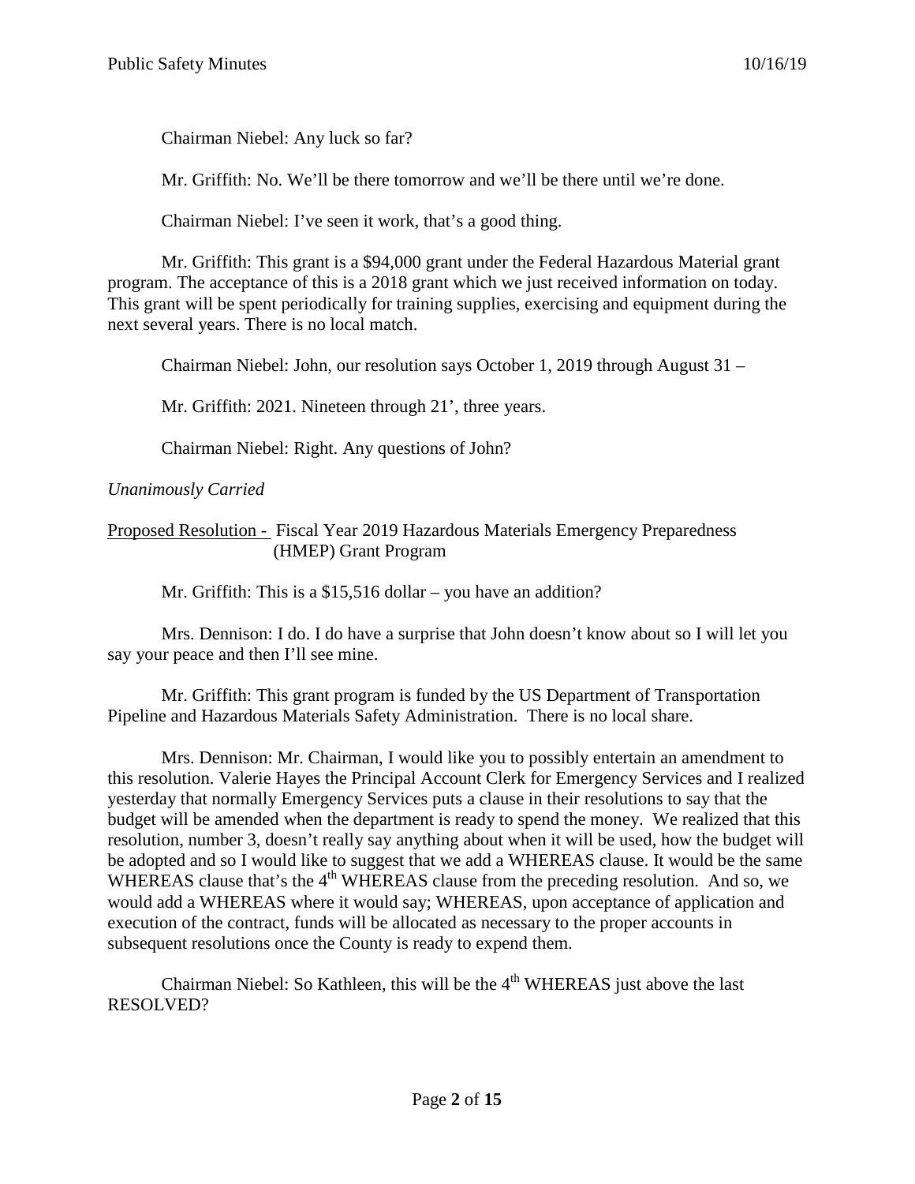Chairman Niebel: Any luck so far?

Mr. Griffith: No. We'll be there tomorrow and we'll be there until we're done.

Chairman Niebel: I've seen it work, that's a good thing.

Mr. Griffith: This grant is a $94,000 grant under the Federal Hazardous Material grant program. The acceptance of this is a 2018 grant which we just received information on today. This grant will be spent periodically for training supplies, exercising and equipment during the next several years. There is no local match.

Chairman Niebel: John, our resolution says October 1, 2019 through August 31 –

Mr. Griffith: 2021. Nineteen through 21', three years.

Chairman Niebel: Right. Any questions of John?

*Unanimously Carried*

Proposed Resolution - Fiscal Year 2019 Hazardous Materials Emergency Preparedness (HMEP) Grant Program

Mr. Griffith: This is a $15,516 dollar – you have an addition?

Mrs. Dennison: I do. I do have a surprise that John doesn't know about so I will let you say your peace and then I'll see mine.

Mr. Griffith: This grant program is funded by the US Department of Transportation Pipeline and Hazardous Materials Safety Administration. There is no local share.

Mrs. Dennison: Mr. Chairman, I would like you to possibly entertain an amendment to this resolution. Valerie Hayes the Principal Account Clerk for Emergency Services and I realized yesterday that normally Emergency Services puts a clause in their resolutions to say that the budget will be amended when the department is ready to spend the money. We realized that this resolution, number 3, doesn't really say anything about when it will be used, how the budget will be adopted and so I would like to suggest that we add a WHEREAS clause. It would be the same WHEREAS clause that's the 4th WHEREAS clause from the preceding resolution. And so, we would add a WHEREAS where it would say; WHEREAS, upon acceptance of application and execution of the contract, funds will be allocated as necessary to the proper accounts in subsequent resolutions once the County is ready to expend them.

Chairman Niebel: So Kathleen, this will be the 4th WHEREAS just above the last RESOLVED?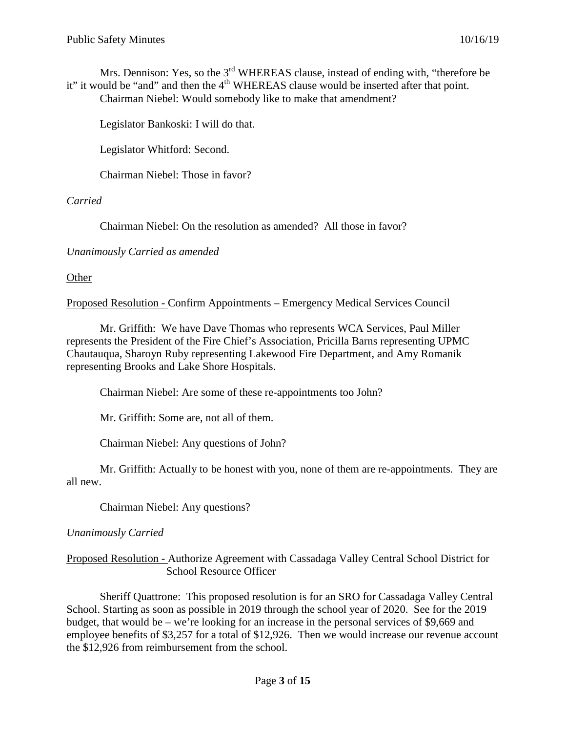Mrs. Dennison: Yes, so the 3rd WHEREAS clause, instead of ending with, "therefore be it" it would be "and" and then the 4th WHEREAS clause would be inserted after that point.

Chairman Niebel: Would somebody like to make that amendment?

Legislator Bankoski: I will do that.

Legislator Whitford: Second.

Chairman Niebel: Those in favor?

*Carried*

Chairman Niebel: On the resolution as amended? All those in favor?

*Unanimously Carried as amended*

Other

Proposed Resolution - Confirm Appointments – Emergency Medical Services Council

Mr. Griffith: We have Dave Thomas who represents WCA Services, Paul Miller represents the President of the Fire Chief's Association, Pricilla Barns representing UPMC Chautauqua, Sharoyn Ruby representing Lakewood Fire Department, and Amy Romanik representing Brooks and Lake Shore Hospitals.

Chairman Niebel: Are some of these re-appointments too John?

Mr. Griffith: Some are, not all of them.

Chairman Niebel: Any questions of John?

Mr. Griffith: Actually to be honest with you, none of them are re-appointments. They are all new.

Chairman Niebel: Any questions?

*Unanimously Carried*

Proposed Resolution - Authorize Agreement with Cassadaga Valley Central School District for School Resource Officer

Sheriff Quattrone: This proposed resolution is for an SRO for Cassadaga Valley Central School. Starting as soon as possible in 2019 through the school year of 2020. See for the 2019 budget, that would be – we're looking for an increase in the personal services of $9,669 and employee benefits of $3,257 for a total of $12,926. Then we would increase our revenue account the $12,926 from reimbursement from the school.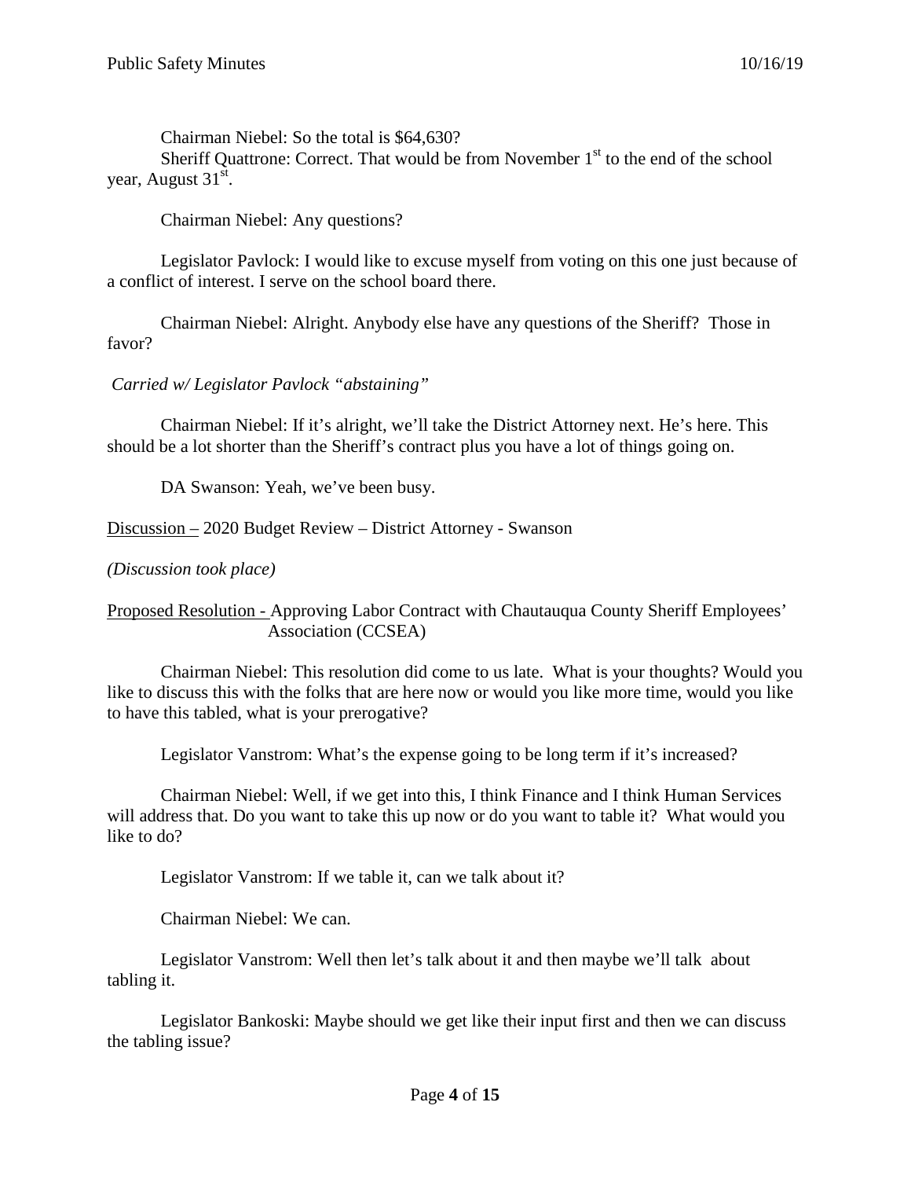Chairman Niebel: So the total is $64,630?

Sheriff Quattrone: Correct. That would be from November 1st to the end of the school year, August 31st.

Chairman Niebel: Any questions?

Legislator Pavlock: I would like to excuse myself from voting on this one just because of a conflict of interest. I serve on the school board there.

Chairman Niebel: Alright. Anybody else have any questions of the Sheriff? Those in favor?

*Carried w/ Legislator Pavlock "abstaining"*

Chairman Niebel: If it's alright, we'll take the District Attorney next. He's here. This should be a lot shorter than the Sheriff's contract plus you have a lot of things going on.

DA Swanson: Yeah, we've been busy.

Discussion – 2020 Budget Review – District Attorney - Swanson

*(Discussion took place)*

Proposed Resolution - Approving Labor Contract with Chautauqua County Sheriff Employees' Association (CCSEA)

Chairman Niebel: This resolution did come to us late. What is your thoughts? Would you like to discuss this with the folks that are here now or would you like more time, would you like to have this tabled, what is your prerogative?

Legislator Vanstrom: What's the expense going to be long term if it's increased?

Chairman Niebel: Well, if we get into this, I think Finance and I think Human Services will address that. Do you want to take this up now or do you want to table it? What would you like to do?

Legislator Vanstrom: If we table it, can we talk about it?

Chairman Niebel: We can.

Legislator Vanstrom: Well then let's talk about it and then maybe we'll talk about tabling it.

Legislator Bankoski: Maybe should we get like their input first and then we can discuss the tabling issue?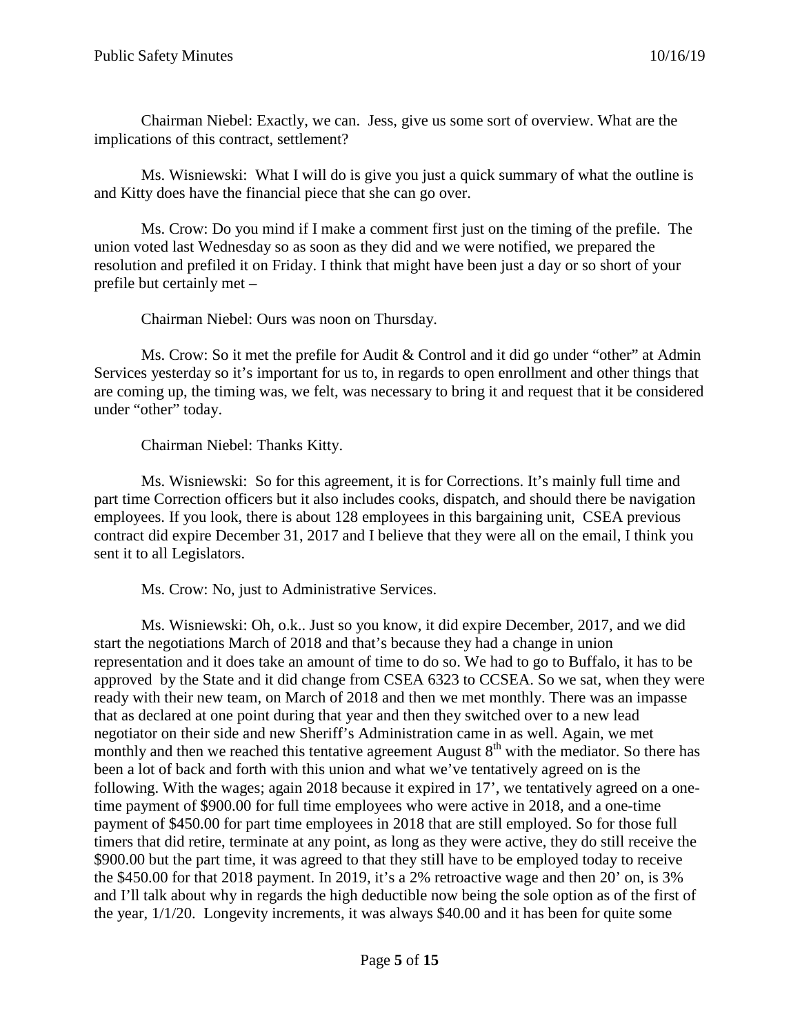Chairman Niebel: Exactly, we can. Jess, give us some sort of overview. What are the implications of this contract, settlement?

Ms. Wisniewski: What I will do is give you just a quick summary of what the outline is and Kitty does have the financial piece that she can go over.

Ms. Crow: Do you mind if I make a comment first just on the timing of the prefile. The union voted last Wednesday so as soon as they did and we were notified, we prepared the resolution and prefiled it on Friday. I think that might have been just a day or so short of your prefile but certainly met –

Chairman Niebel: Ours was noon on Thursday.

Ms. Crow: So it met the prefile for Audit & Control and it did go under "other" at Admin Services yesterday so it's important for us to, in regards to open enrollment and other things that are coming up, the timing was, we felt, was necessary to bring it and request that it be considered under "other" today.

Chairman Niebel: Thanks Kitty.

Ms. Wisniewski: So for this agreement, it is for Corrections. It's mainly full time and part time Correction officers but it also includes cooks, dispatch, and should there be navigation employees. If you look, there is about 128 employees in this bargaining unit, CSEA previous contract did expire December 31, 2017 and I believe that they were all on the email, I think you sent it to all Legislators.

Ms. Crow: No, just to Administrative Services.

Ms. Wisniewski: Oh, o.k.. Just so you know, it did expire December, 2017, and we did start the negotiations March of 2018 and that's because they had a change in union representation and it does take an amount of time to do so. We had to go to Buffalo, it has to be approved by the State and it did change from CSEA 6323 to CCSEA. So we sat, when they were ready with their new team, on March of 2018 and then we met monthly. There was an impasse that as declared at one point during that year and then they switched over to a new lead negotiator on their side and new Sheriff's Administration came in as well. Again, we met monthly and then we reached this tentative agreement August 8th with the mediator. So there has been a lot of back and forth with this union and what we've tentatively agreed on is the following. With the wages; again 2018 because it expired in 17', we tentatively agreed on a one-time payment of $900.00 for full time employees who were active in 2018, and a one-time payment of $450.00 for part time employees in 2018 that are still employed. So for those full timers that did retire, terminate at any point, as long as they were active, they do still receive the $900.00 but the part time, it was agreed to that they still have to be employed today to receive the $450.00 for that 2018 payment. In 2019, it's a 2% retroactive wage and then 20' on, is 3% and I'll talk about why in regards the high deductible now being the sole option as of the first of the year, 1/1/20. Longevity increments, it was always $40.00 and it has been for quite some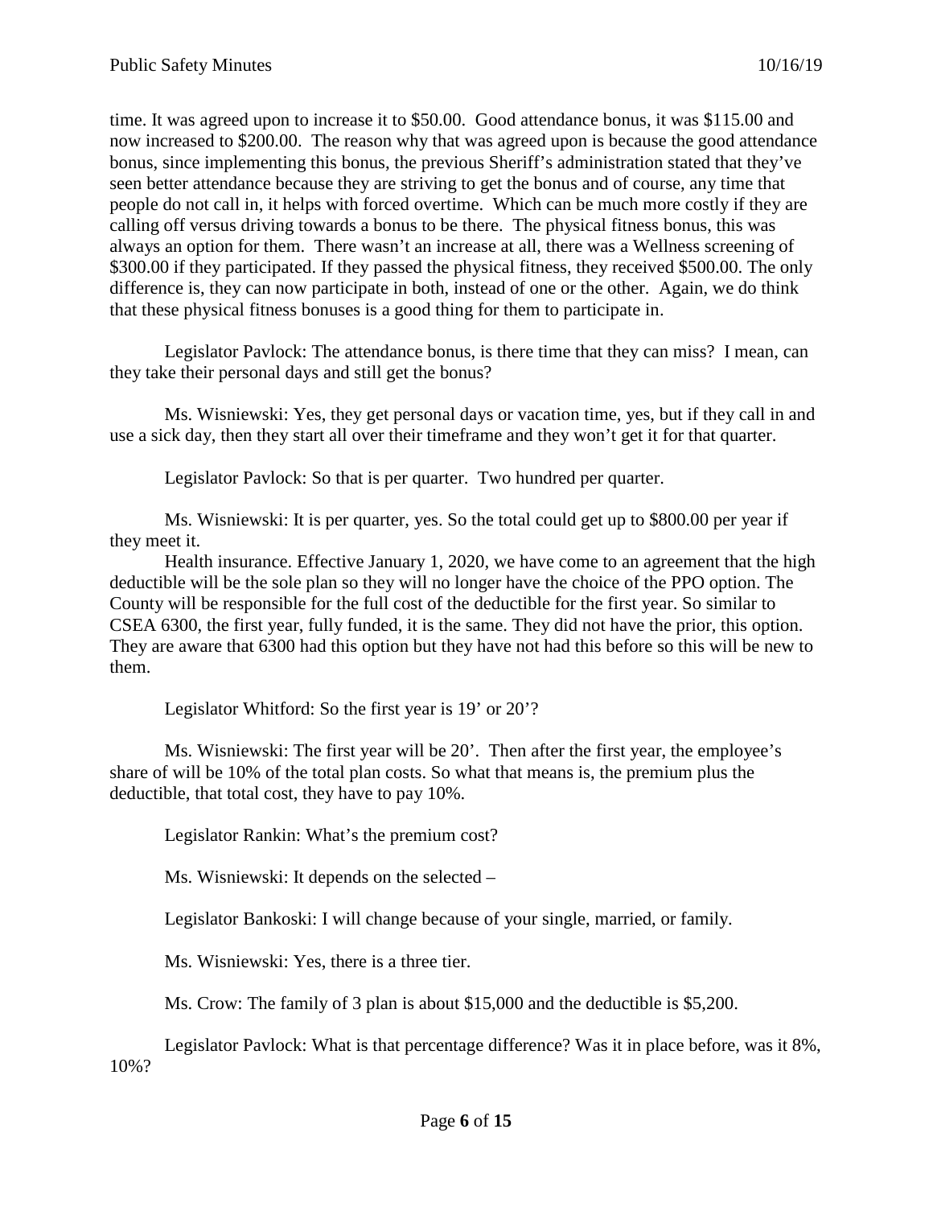time. It was agreed upon to increase it to $50.00. Good attendance bonus, it was $115.00 and now increased to $200.00. The reason why that was agreed upon is because the good attendance bonus, since implementing this bonus, the previous Sheriff's administration stated that they've seen better attendance because they are striving to get the bonus and of course, any time that people do not call in, it helps with forced overtime. Which can be much more costly if they are calling off versus driving towards a bonus to be there. The physical fitness bonus, this was always an option for them. There wasn't an increase at all, there was a Wellness screening of $300.00 if they participated. If they passed the physical fitness, they received $500.00. The only difference is, they can now participate in both, instead of one or the other. Again, we do think that these physical fitness bonuses is a good thing for them to participate in.

Legislator Pavlock: The attendance bonus, is there time that they can miss? I mean, can they take their personal days and still get the bonus?

Ms. Wisniewski: Yes, they get personal days or vacation time, yes, but if they call in and use a sick day, then they start all over their timeframe and they won't get it for that quarter.

Legislator Pavlock: So that is per quarter. Two hundred per quarter.

Ms. Wisniewski: It is per quarter, yes. So the total could get up to $800.00 per year if they meet it.

Health insurance. Effective January 1, 2020, we have come to an agreement that the high deductible will be the sole plan so they will no longer have the choice of the PPO option. The County will be responsible for the full cost of the deductible for the first year. So similar to CSEA 6300, the first year, fully funded, it is the same. They did not have the prior, this option. They are aware that 6300 had this option but they have not had this before so this will be new to them.

Legislator Whitford: So the first year is 19' or 20'?

Ms. Wisniewski: The first year will be 20'. Then after the first year, the employee's share of will be 10% of the total plan costs. So what that means is, the premium plus the deductible, that total cost, they have to pay 10%.

Legislator Rankin: What's the premium cost?

Ms. Wisniewski: It depends on the selected –

Legislator Bankoski: I will change because of your single, married, or family.

Ms. Wisniewski: Yes, there is a three tier.

Ms. Crow: The family of 3 plan is about $15,000 and the deductible is $5,200.

Legislator Pavlock: What is that percentage difference? Was it in place before, was it 8%, 10%?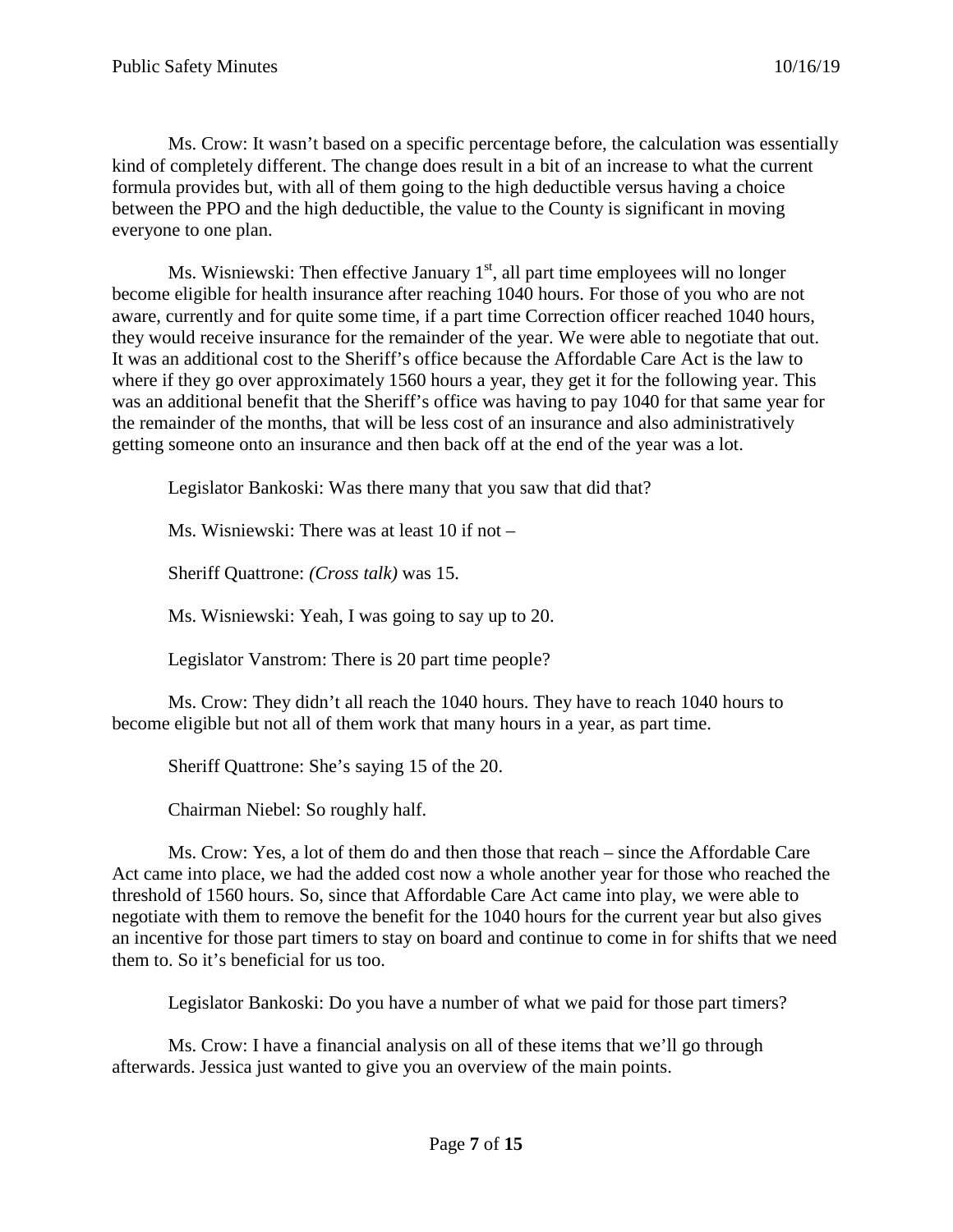Ms. Crow: It wasn't based on a specific percentage before, the calculation was essentially kind of completely different. The change does result in a bit of an increase to what the current formula provides but, with all of them going to the high deductible versus having a choice between the PPO and the high deductible, the value to the County is significant in moving everyone to one plan.

Ms. Wisniewski: Then effective January 1st, all part time employees will no longer become eligible for health insurance after reaching 1040 hours. For those of you who are not aware, currently and for quite some time, if a part time Correction officer reached 1040 hours, they would receive insurance for the remainder of the year. We were able to negotiate that out. It was an additional cost to the Sheriff's office because the Affordable Care Act is the law to where if they go over approximately 1560 hours a year, they get it for the following year. This was an additional benefit that the Sheriff's office was having to pay 1040 for that same year for the remainder of the months, that will be less cost of an insurance and also administratively getting someone onto an insurance and then back off at the end of the year was a lot.

Legislator Bankoski: Was there many that you saw that did that?

Ms. Wisniewski: There was at least 10 if not –

Sheriff Quattrone: *(Cross talk)* was 15.

Ms. Wisniewski: Yeah, I was going to say up to 20.

Legislator Vanstrom: There is 20 part time people?

Ms. Crow: They didn't all reach the 1040 hours. They have to reach 1040 hours to become eligible but not all of them work that many hours in a year, as part time.

Sheriff Quattrone: She's saying 15 of the 20.

Chairman Niebel: So roughly half.

Ms. Crow: Yes, a lot of them do and then those that reach – since the Affordable Care Act came into place, we had the added cost now a whole another year for those who reached the threshold of 1560 hours. So, since that Affordable Care Act came into play, we were able to negotiate with them to remove the benefit for the 1040 hours for the current year but also gives an incentive for those part timers to stay on board and continue to come in for shifts that we need them to. So it's beneficial for us too.

Legislator Bankoski: Do you have a number of what we paid for those part timers?

Ms. Crow: I have a financial analysis on all of these items that we'll go through afterwards. Jessica just wanted to give you an overview of the main points.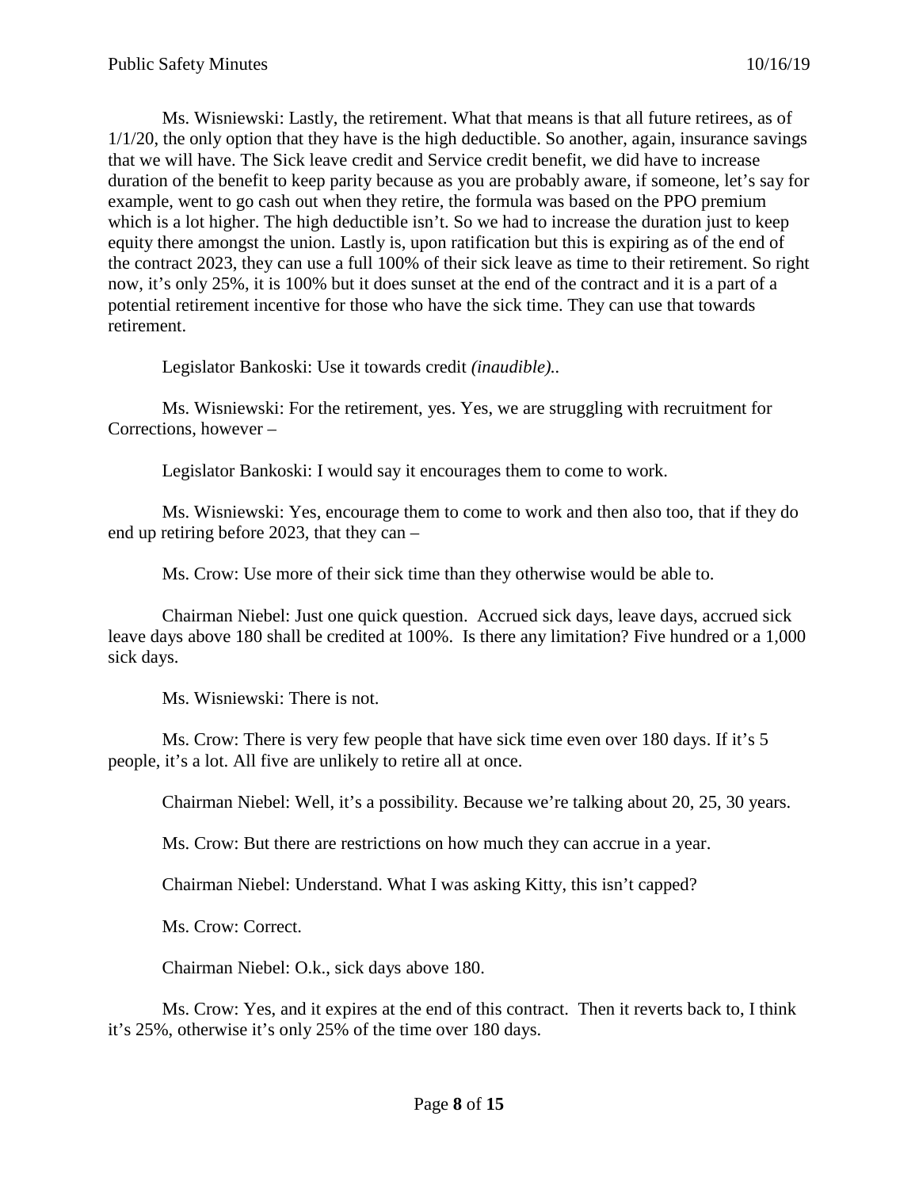Ms. Wisniewski: Lastly, the retirement. What that means is that all future retirees, as of 1/1/20, the only option that they have is the high deductible. So another, again, insurance savings that we will have. The Sick leave credit and Service credit benefit, we did have to increase duration of the benefit to keep parity because as you are probably aware, if someone, let's say for example, went to go cash out when they retire, the formula was based on the PPO premium which is a lot higher. The high deductible isn't. So we had to increase the duration just to keep equity there amongst the union. Lastly is, upon ratification but this is expiring as of the end of the contract 2023, they can use a full 100% of their sick leave as time to their retirement. So right now, it's only 25%, it is 100% but it does sunset at the end of the contract and it is a part of a potential retirement incentive for those who have the sick time. They can use that towards retirement.

Legislator Bankoski: Use it towards credit *(inaudible)*..

Ms. Wisniewski: For the retirement, yes. Yes, we are struggling with recruitment for Corrections, however –

Legislator Bankoski: I would say it encourages them to come to work.

Ms. Wisniewski: Yes, encourage them to come to work and then also too, that if they do end up retiring before 2023, that they can –

Ms. Crow: Use more of their sick time than they otherwise would be able to.

Chairman Niebel: Just one quick question. Accrued sick days, leave days, accrued sick leave days above 180 shall be credited at 100%. Is there any limitation? Five hundred or a 1,000 sick days.

Ms. Wisniewski: There is not.

Ms. Crow: There is very few people that have sick time even over 180 days. If it's 5 people, it's a lot. All five are unlikely to retire all at once.

Chairman Niebel: Well, it's a possibility. Because we're talking about 20, 25, 30 years.

Ms. Crow: But there are restrictions on how much they can accrue in a year.

Chairman Niebel: Understand. What I was asking Kitty, this isn't capped?

Ms. Crow: Correct.

Chairman Niebel: O.k., sick days above 180.

Ms. Crow: Yes, and it expires at the end of this contract. Then it reverts back to, I think it's 25%, otherwise it's only 25% of the time over 180 days.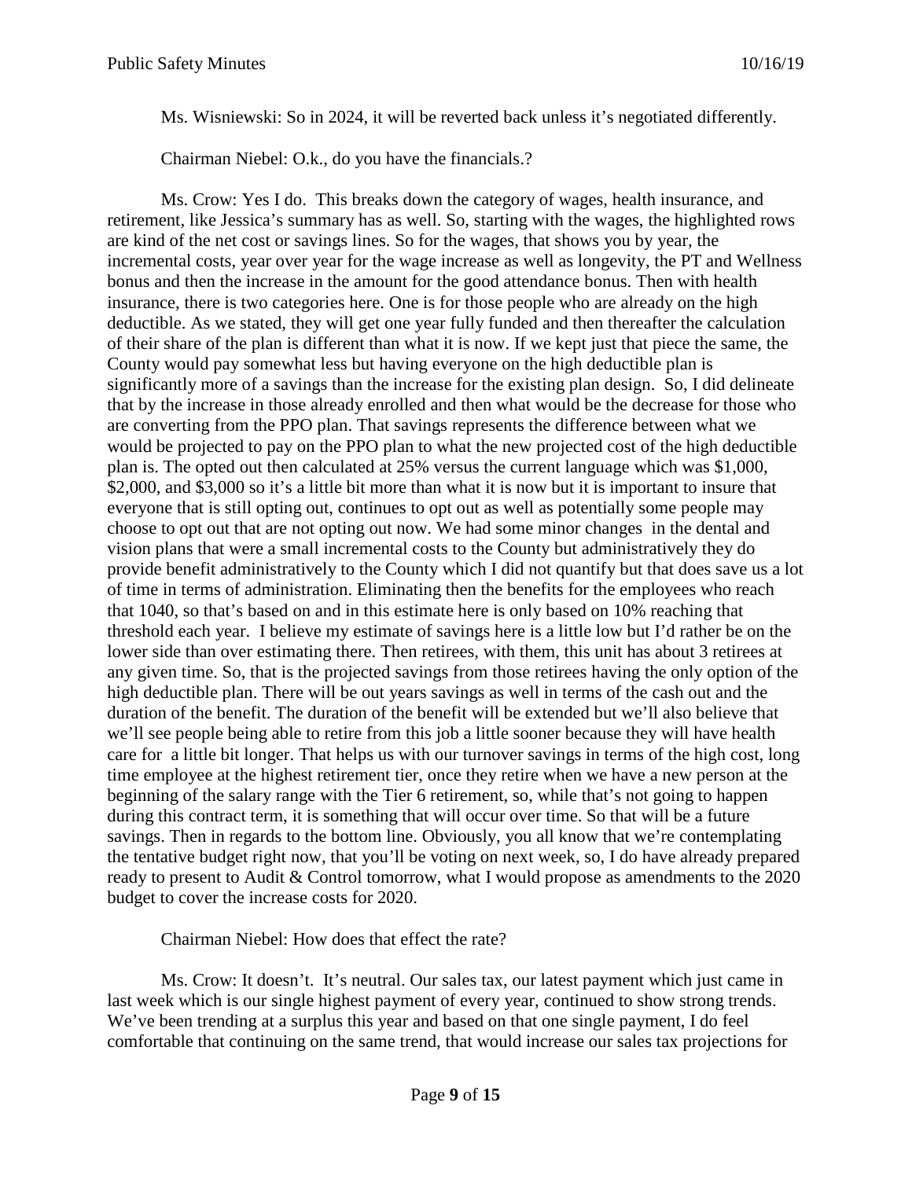Ms. Wisniewski: So in 2024, it will be reverted back unless it's negotiated differently.

Chairman Niebel: O.k., do you have the financials.?

Ms. Crow: Yes I do. This breaks down the category of wages, health insurance, and retirement, like Jessica's summary has as well. So, starting with the wages, the highlighted rows are kind of the net cost or savings lines. So for the wages, that shows you by year, the incremental costs, year over year for the wage increase as well as longevity, the PT and Wellness bonus and then the increase in the amount for the good attendance bonus. Then with health insurance, there is two categories here. One is for those people who are already on the high deductible. As we stated, they will get one year fully funded and then thereafter the calculation of their share of the plan is different than what it is now. If we kept just that piece the same, the County would pay somewhat less but having everyone on the high deductible plan is significantly more of a savings than the increase for the existing plan design. So, I did delineate that by the increase in those already enrolled and then what would be the decrease for those who are converting from the PPO plan. That savings represents the difference between what we would be projected to pay on the PPO plan to what the new projected cost of the high deductible plan is. The opted out then calculated at 25% versus the current language which was $1,000, $2,000, and $3,000 so it's a little bit more than what it is now but it is important to insure that everyone that is still opting out, continues to opt out as well as potentially some people may choose to opt out that are not opting out now. We had some minor changes in the dental and vision plans that were a small incremental costs to the County but administratively they do provide benefit administratively to the County which I did not quantify but that does save us a lot of time in terms of administration. Eliminating then the benefits for the employees who reach that 1040, so that's based on and in this estimate here is only based on 10% reaching that threshold each year. I believe my estimate of savings here is a little low but I'd rather be on the lower side than over estimating there. Then retirees, with them, this unit has about 3 retirees at any given time. So, that is the projected savings from those retirees having the only option of the high deductible plan. There will be out years savings as well in terms of the cash out and the duration of the benefit. The duration of the benefit will be extended but we'll also believe that we'll see people being able to retire from this job a little sooner because they will have health care for a little bit longer. That helps us with our turnover savings in terms of the high cost, long time employee at the highest retirement tier, once they retire when we have a new person at the beginning of the salary range with the Tier 6 retirement, so, while that's not going to happen during this contract term, it is something that will occur over time. So that will be a future savings. Then in regards to the bottom line. Obviously, you all know that we're contemplating the tentative budget right now, that you'll be voting on next week, so, I do have already prepared ready to present to Audit & Control tomorrow, what I would propose as amendments to the 2020 budget to cover the increase costs for 2020.

Chairman Niebel: How does that effect the rate?

Ms. Crow: It doesn't. It's neutral. Our sales tax, our latest payment which just came in last week which is our single highest payment of every year, continued to show strong trends. We've been trending at a surplus this year and based on that one single payment, I do feel comfortable that continuing on the same trend, that would increase our sales tax projections for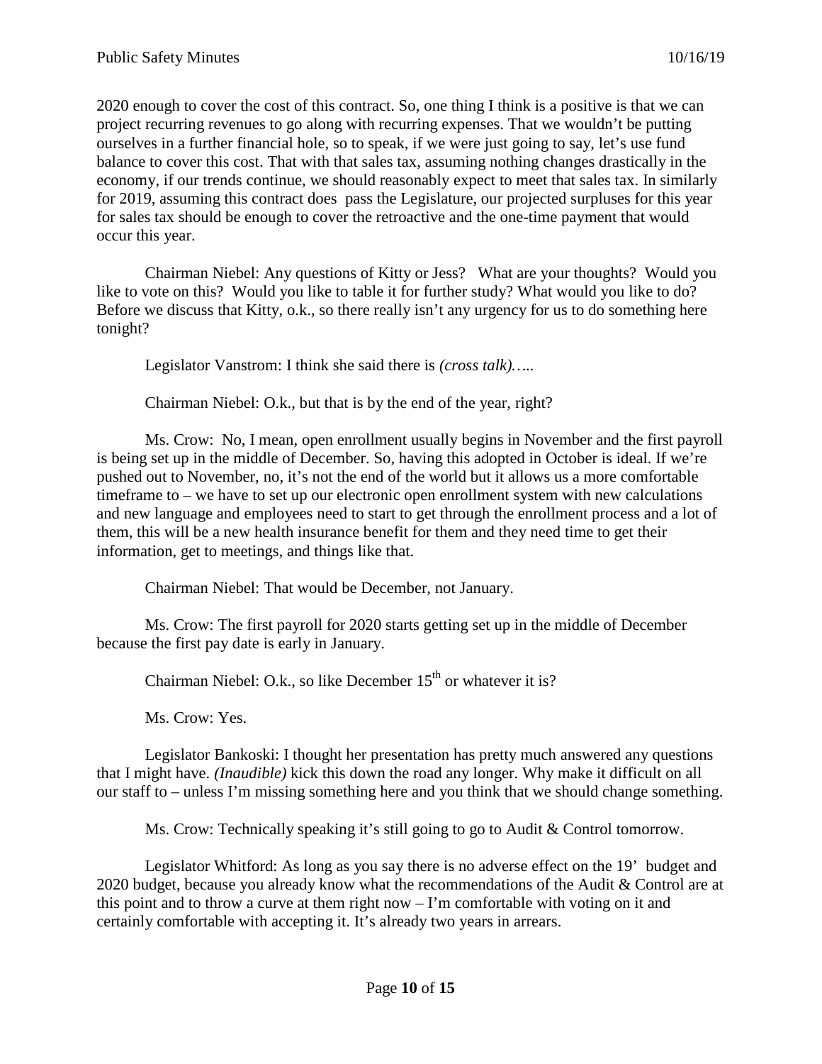2020 enough to cover the cost of this contract. So, one thing I think is a positive is that we can project recurring revenues to go along with recurring expenses. That we wouldn't be putting ourselves in a further financial hole, so to speak, if we were just going to say, let's use fund balance to cover this cost. That with that sales tax, assuming nothing changes drastically in the economy, if our trends continue, we should reasonably expect to meet that sales tax. In similarly for 2019, assuming this contract does pass the Legislature, our projected surpluses for this year for sales tax should be enough to cover the retroactive and the one-time payment that would occur this year.

Chairman Niebel: Any questions of Kitty or Jess? What are your thoughts? Would you like to vote on this? Would you like to table it for further study? What would you like to do? Before we discuss that Kitty, o.k., so there really isn't any urgency for us to do something here tonight?

Legislator Vanstrom: I think she said there is *(cross talk)…..*

Chairman Niebel: O.k., but that is by the end of the year, right?

Ms. Crow: No, I mean, open enrollment usually begins in November and the first payroll is being set up in the middle of December. So, having this adopted in October is ideal. If we're pushed out to November, no, it's not the end of the world but it allows us a more comfortable timeframe to – we have to set up our electronic open enrollment system with new calculations and new language and employees need to start to get through the enrollment process and a lot of them, this will be a new health insurance benefit for them and they need time to get their information, get to meetings, and things like that.

Chairman Niebel: That would be December, not January.

Ms. Crow: The first payroll for 2020 starts getting set up in the middle of December because the first pay date is early in January.

Chairman Niebel: O.k., so like December 15th or whatever it is?

Ms. Crow: Yes.

Legislator Bankoski: I thought her presentation has pretty much answered any questions that I might have. *(Inaudible)* kick this down the road any longer. Why make it difficult on all our staff to – unless I'm missing something here and you think that we should change something.

Ms. Crow: Technically speaking it's still going to go to Audit & Control tomorrow.

Legislator Whitford: As long as you say there is no adverse effect on the 19' budget and 2020 budget, because you already know what the recommendations of the Audit & Control are at this point and to throw a curve at them right now – I'm comfortable with voting on it and certainly comfortable with accepting it. It's already two years in arrears.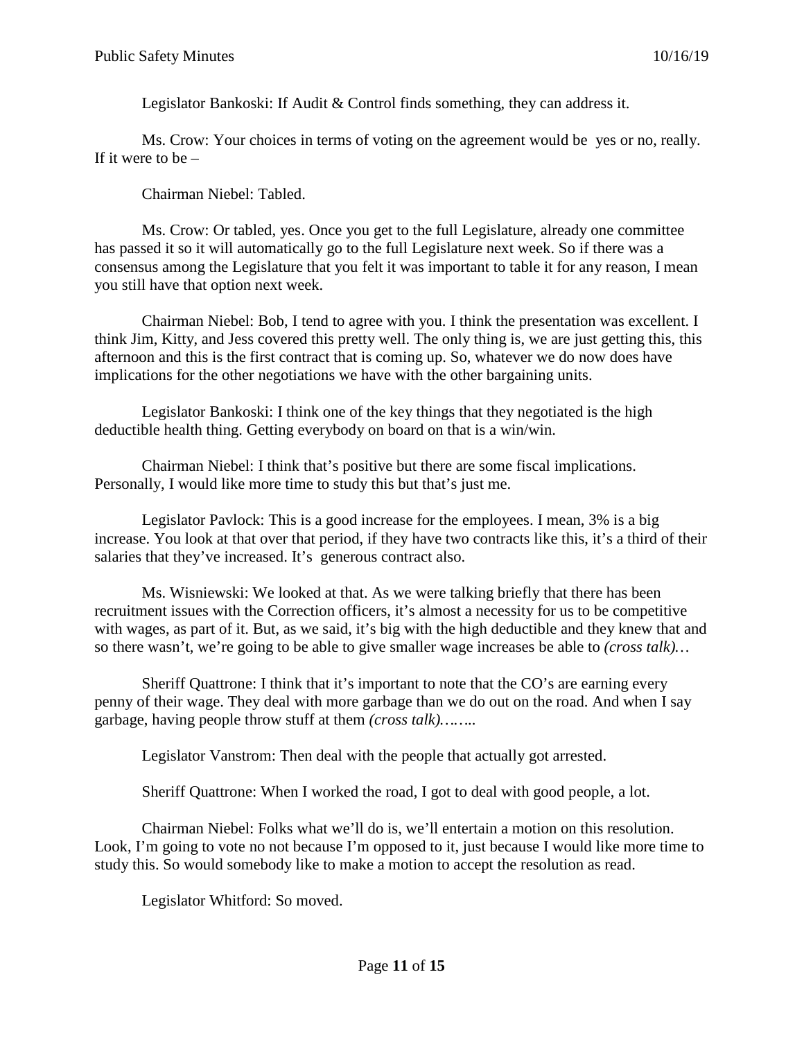Legislator Bankoski: If Audit & Control finds something, they can address it.

Ms. Crow: Your choices in terms of voting on the agreement would be yes or no, really. If it were to be –

Chairman Niebel: Tabled.

Ms. Crow: Or tabled, yes. Once you get to the full Legislature, already one committee has passed it so it will automatically go to the full Legislature next week. So if there was a consensus among the Legislature that you felt it was important to table it for any reason, I mean you still have that option next week.

Chairman Niebel: Bob, I tend to agree with you. I think the presentation was excellent. I think Jim, Kitty, and Jess covered this pretty well. The only thing is, we are just getting this, this afternoon and this is the first contract that is coming up. So, whatever we do now does have implications for the other negotiations we have with the other bargaining units.

Legislator Bankoski: I think one of the key things that they negotiated is the high deductible health thing. Getting everybody on board on that is a win/win.

Chairman Niebel: I think that's positive but there are some fiscal implications. Personally, I would like more time to study this but that's just me.

Legislator Pavlock: This is a good increase for the employees. I mean, 3% is a big increase. You look at that over that period, if they have two contracts like this, it's a third of their salaries that they've increased. It's generous contract also.

Ms. Wisniewski: We looked at that. As we were talking briefly that there has been recruitment issues with the Correction officers, it's almost a necessity for us to be competitive with wages, as part of it. But, as we said, it's big with the high deductible and they knew that and so there wasn't, we're going to be able to give smaller wage increases be able to *(cross talk)…*

Sheriff Quattrone: I think that it's important to note that the CO's are earning every penny of their wage. They deal with more garbage than we do out on the road. And when I say garbage, having people throw stuff at them *(cross talk)……..*

Legislator Vanstrom: Then deal with the people that actually got arrested.

Sheriff Quattrone: When I worked the road, I got to deal with good people, a lot.

Chairman Niebel: Folks what we'll do is, we'll entertain a motion on this resolution. Look, I'm going to vote no not because I'm opposed to it, just because I would like more time to study this. So would somebody like to make a motion to accept the resolution as read.

Legislator Whitford: So moved.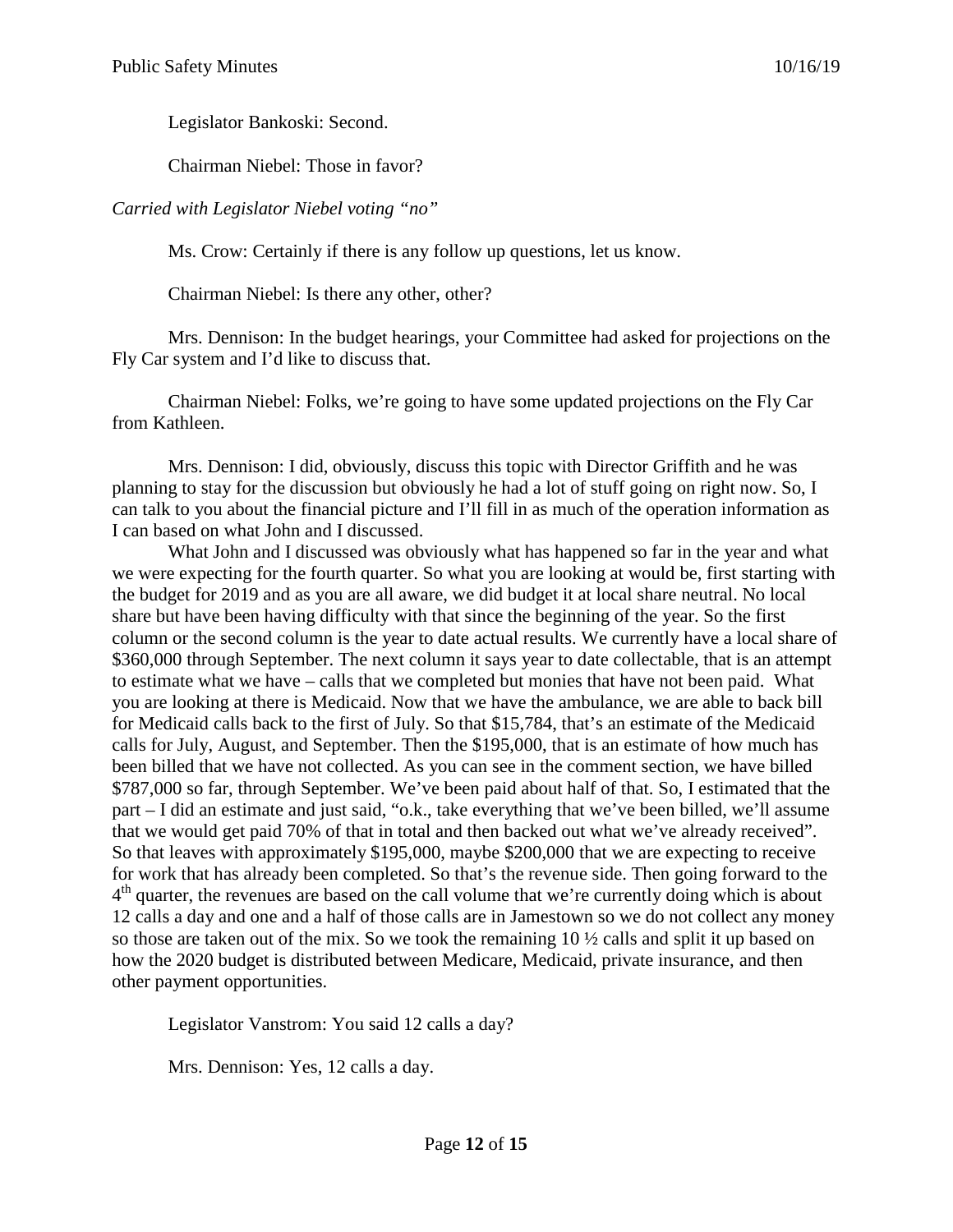Legislator Bankoski: Second.

Chairman Niebel: Those in favor?

*Carried with Legislator Niebel voting "no"*

Ms. Crow: Certainly if there is any follow up questions, let us know.

Chairman Niebel: Is there any other, other?

Mrs. Dennison: In the budget hearings, your Committee had asked for projections on the Fly Car system and I'd like to discuss that.

Chairman Niebel: Folks, we're going to have some updated projections on the Fly Car from Kathleen.

Mrs. Dennison: I did, obviously, discuss this topic with Director Griffith and he was planning to stay for the discussion but obviously he had a lot of stuff going on right now. So, I can talk to you about the financial picture and I'll fill in as much of the operation information as I can based on what John and I discussed.

What John and I discussed was obviously what has happened so far in the year and what we were expecting for the fourth quarter. So what you are looking at would be, first starting with the budget for 2019 and as you are all aware, we did budget it at local share neutral. No local share but have been having difficulty with that since the beginning of the year. So the first column or the second column is the year to date actual results. We currently have a local share of \$360,000 through September. The next column it says year to date collectable, that is an attempt to estimate what we have – calls that we completed but monies that have not been paid. What you are looking at there is Medicaid. Now that we have the ambulance, we are able to back bill for Medicaid calls back to the first of July. So that \$15,784, that's an estimate of the Medicaid calls for July, August, and September. Then the \$195,000, that is an estimate of how much has been billed that we have not collected. As you can see in the comment section, we have billed \$787,000 so far, through September. We've been paid about half of that. So, I estimated that the part – I did an estimate and just said, "o.k., take everything that we've been billed, we'll assume that we would get paid 70% of that in total and then backed out what we've already received". So that leaves with approximately \$195,000, maybe \$200,000 that we are expecting to receive for work that has already been completed. So that's the revenue side. Then going forward to the 4th quarter, the revenues are based on the call volume that we're currently doing which is about 12 calls a day and one and a half of those calls are in Jamestown so we do not collect any money so those are taken out of the mix. So we took the remaining 10 ½ calls and split it up based on how the 2020 budget is distributed between Medicare, Medicaid, private insurance, and then other payment opportunities.

Legislator Vanstrom: You said 12 calls a day?

Mrs. Dennison: Yes, 12 calls a day.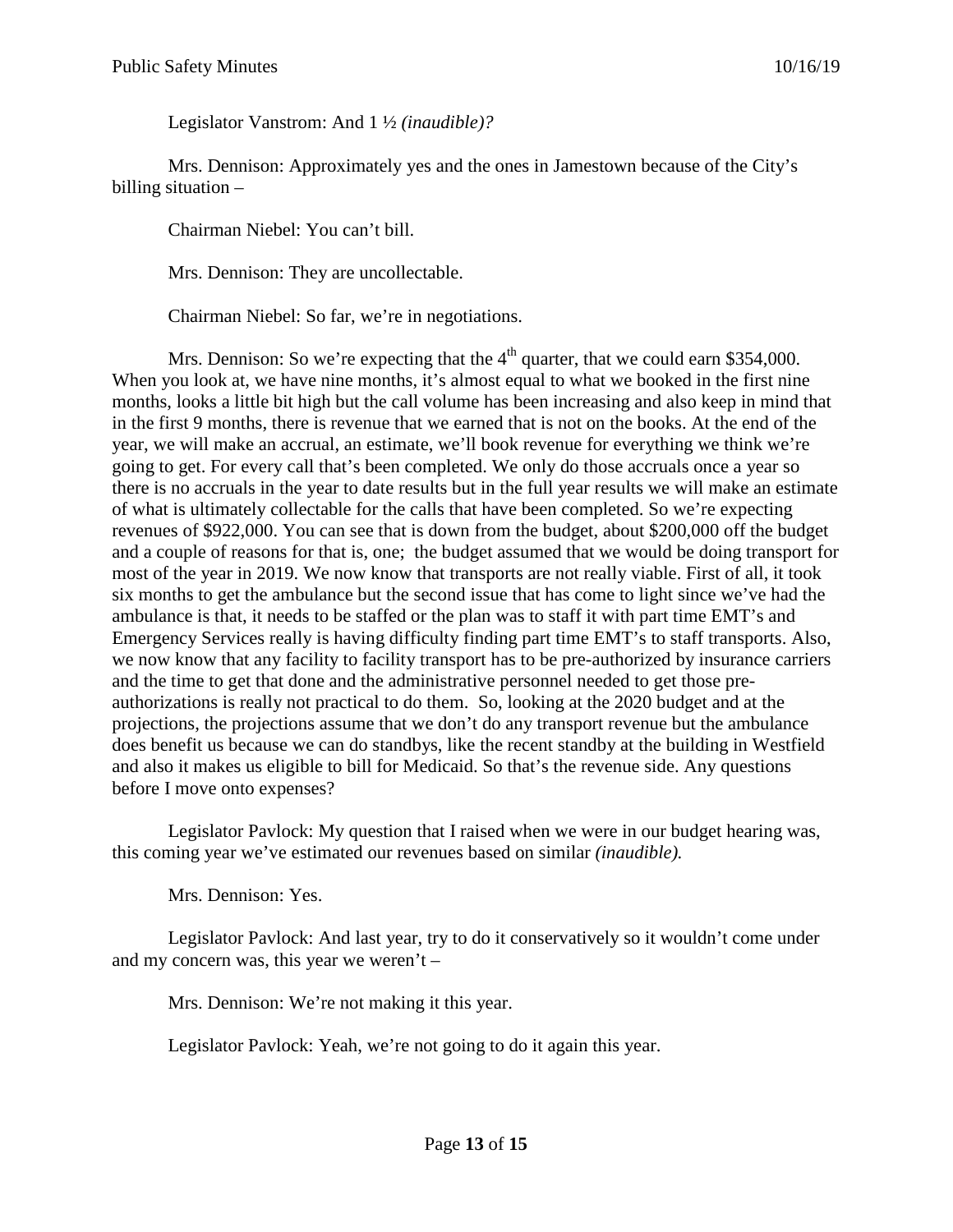Legislator Vanstrom: And 1 ½ *(inaudible)?*

Mrs. Dennison: Approximately yes and the ones in Jamestown because of the City's billing situation –

Chairman Niebel: You can't bill.

Mrs. Dennison: They are uncollectable.

Chairman Niebel: So far, we're in negotiations.

Mrs. Dennison: So we're expecting that the 4th quarter, that we could earn \$354,000. When you look at, we have nine months, it's almost equal to what we booked in the first nine months, looks a little bit high but the call volume has been increasing and also keep in mind that in the first 9 months, there is revenue that we earned that is not on the books. At the end of the year, we will make an accrual, an estimate, we'll book revenue for everything we think we're going to get. For every call that's been completed. We only do those accruals once a year so there is no accruals in the year to date results but in the full year results we will make an estimate of what is ultimately collectable for the calls that have been completed. So we're expecting revenues of \$922,000. You can see that is down from the budget, about \$200,000 off the budget and a couple of reasons for that is, one; the budget assumed that we would be doing transport for most of the year in 2019. We now know that transports are not really viable. First of all, it took six months to get the ambulance but the second issue that has come to light since we've had the ambulance is that, it needs to be staffed or the plan was to staff it with part time EMT's and Emergency Services really is having difficulty finding part time EMT's to staff transports. Also, we now know that any facility to facility transport has to be pre-authorized by insurance carriers and the time to get that done and the administrative personnel needed to get those pre-authorizations is really not practical to do them. So, looking at the 2020 budget and at the projections, the projections assume that we don't do any transport revenue but the ambulance does benefit us because we can do standbys, like the recent standby at the building in Westfield and also it makes us eligible to bill for Medicaid. So that's the revenue side. Any questions before I move onto expenses?

Legislator Pavlock: My question that I raised when we were in our budget hearing was, this coming year we've estimated our revenues based on similar *(inaudible).*

Mrs. Dennison: Yes.

Legislator Pavlock: And last year, try to do it conservatively so it wouldn't come under and my concern was, this year we weren't –

Mrs. Dennison: We're not making it this year.

Legislator Pavlock: Yeah, we're not going to do it again this year.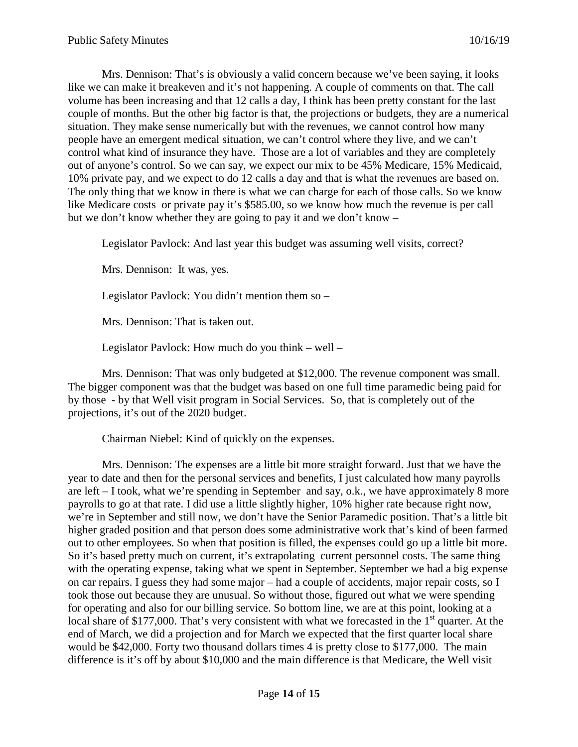Mrs. Dennison: That's is obviously a valid concern because we've been saying, it looks like we can make it breakeven and it's not happening. A couple of comments on that. The call volume has been increasing and that 12 calls a day, I think has been pretty constant for the last couple of months. But the other big factor is that, the projections or budgets, they are a numerical situation. They make sense numerically but with the revenues, we cannot control how many people have an emergent medical situation, we can't control where they live, and we can't control what kind of insurance they have. Those are a lot of variables and they are completely out of anyone's control. So we can say, we expect our mix to be 45% Medicare, 15% Medicaid, 10% private pay, and we expect to do 12 calls a day and that is what the revenues are based on. The only thing that we know in there is what we can charge for each of those calls. So we know like Medicare costs or private pay it's $585.00, so we know how much the revenue is per call but we don't know whether they are going to pay it and we don't know –

Legislator Pavlock: And last year this budget was assuming well visits, correct?

Mrs. Dennison: It was, yes.

Legislator Pavlock: You didn't mention them so –

Mrs. Dennison: That is taken out.

Legislator Pavlock: How much do you think – well –

Mrs. Dennison: That was only budgeted at $12,000. The revenue component was small. The bigger component was that the budget was based on one full time paramedic being paid for by those - by that Well visit program in Social Services. So, that is completely out of the projections, it's out of the 2020 budget.

Chairman Niebel: Kind of quickly on the expenses.

Mrs. Dennison: The expenses are a little bit more straight forward. Just that we have the year to date and then for the personal services and benefits, I just calculated how many payrolls are left – I took, what we're spending in September and say, o.k., we have approximately 8 more payrolls to go at that rate. I did use a little slightly higher, 10% higher rate because right now, we're in September and still now, we don't have the Senior Paramedic position. That's a little bit higher graded position and that person does some administrative work that's kind of been farmed out to other employees. So when that position is filled, the expenses could go up a little bit more. So it's based pretty much on current, it's extrapolating current personnel costs. The same thing with the operating expense, taking what we spent in September. September we had a big expense on car repairs. I guess they had some major – had a couple of accidents, major repair costs, so I took those out because they are unusual. So without those, figured out what we were spending for operating and also for our billing service. So bottom line, we are at this point, looking at a local share of $177,000. That's very consistent with what we forecasted in the 1st quarter. At the end of March, we did a projection and for March we expected that the first quarter local share would be $42,000. Forty two thousand dollars times 4 is pretty close to $177,000. The main difference is it's off by about $10,000 and the main difference is that Medicare, the Well visit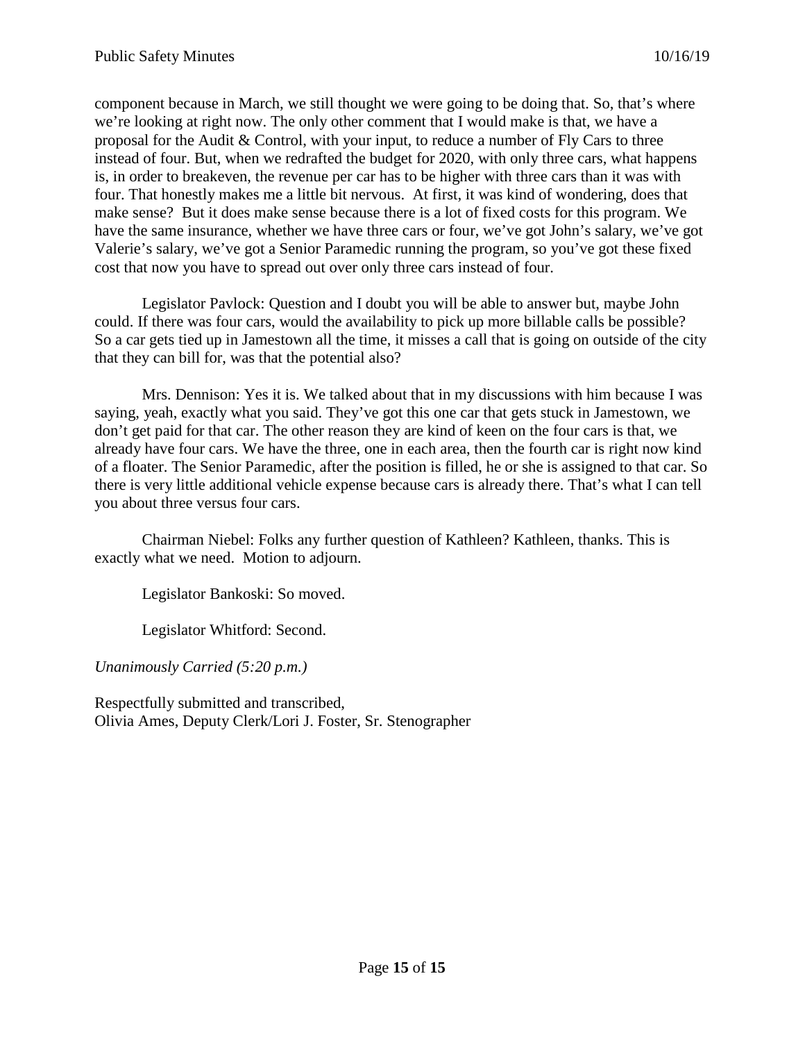component because in March, we still thought we were going to be doing that. So, that's where we're looking at right now. The only other comment that I would make is that, we have a proposal for the Audit & Control, with your input, to reduce a number of Fly Cars to three instead of four. But, when we redrafted the budget for 2020, with only three cars, what happens is, in order to breakeven, the revenue per car has to be higher with three cars than it was with four. That honestly makes me a little bit nervous. At first, it was kind of wondering, does that make sense? But it does make sense because there is a lot of fixed costs for this program. We have the same insurance, whether we have three cars or four, we've got John's salary, we've got Valerie's salary, we've got a Senior Paramedic running the program, so you've got these fixed cost that now you have to spread out over only three cars instead of four.

Legislator Pavlock: Question and I doubt you will be able to answer but, maybe John could. If there was four cars, would the availability to pick up more billable calls be possible? So a car gets tied up in Jamestown all the time, it misses a call that is going on outside of the city that they can bill for, was that the potential also?

Mrs. Dennison: Yes it is. We talked about that in my discussions with him because I was saying, yeah, exactly what you said. They've got this one car that gets stuck in Jamestown, we don't get paid for that car. The other reason they are kind of keen on the four cars is that, we already have four cars. We have the three, one in each area, then the fourth car is right now kind of a floater. The Senior Paramedic, after the position is filled, he or she is assigned to that car. So there is very little additional vehicle expense because cars is already there. That's what I can tell you about three versus four cars.

Chairman Niebel: Folks any further question of Kathleen? Kathleen, thanks. This is exactly what we need. Motion to adjourn.

Legislator Bankoski: So moved.

Legislator Whitford: Second.

*Unanimously Carried (5:20 p.m.)*

Respectfully submitted and transcribed,
Olivia Ames, Deputy Clerk/Lori J. Foster, Sr. Stenographer